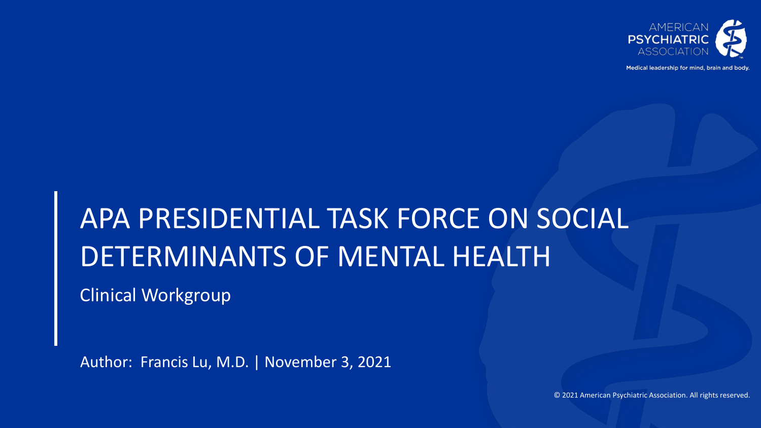AMERICAN PSYCHIATRIC ASSOCIATION

Medical leadership for mind, brain and body.

# APA PRESIDENTIAL TASK FORCE ON SOCIAL DETERMINANTS OF MENTAL HEALTH

## Clinical Workgroup

Author: Francis Lu, M.D. | November 3, 2021

© 2021 American Psychiatric Association. All rights reserved.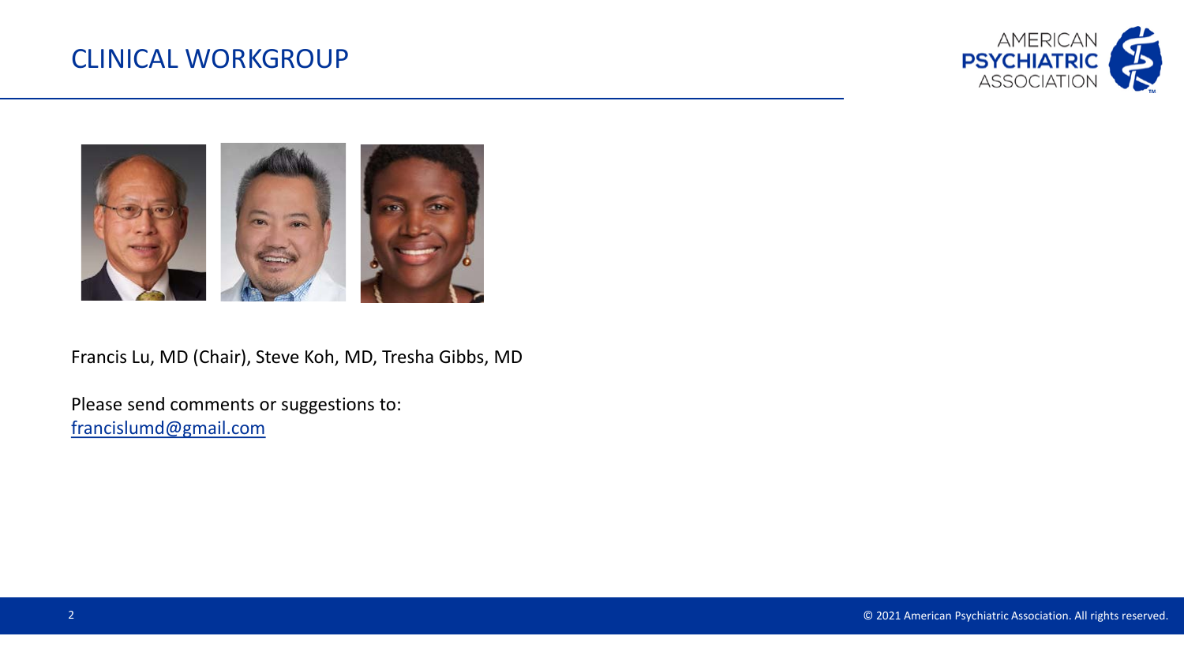# CLINICAL WORKGROUP

Francis Lu, MD (Chair), Steve Koh, MD, Tresha Gibbs, MD

Please send comments or suggestions to:
francislumd@gmail.com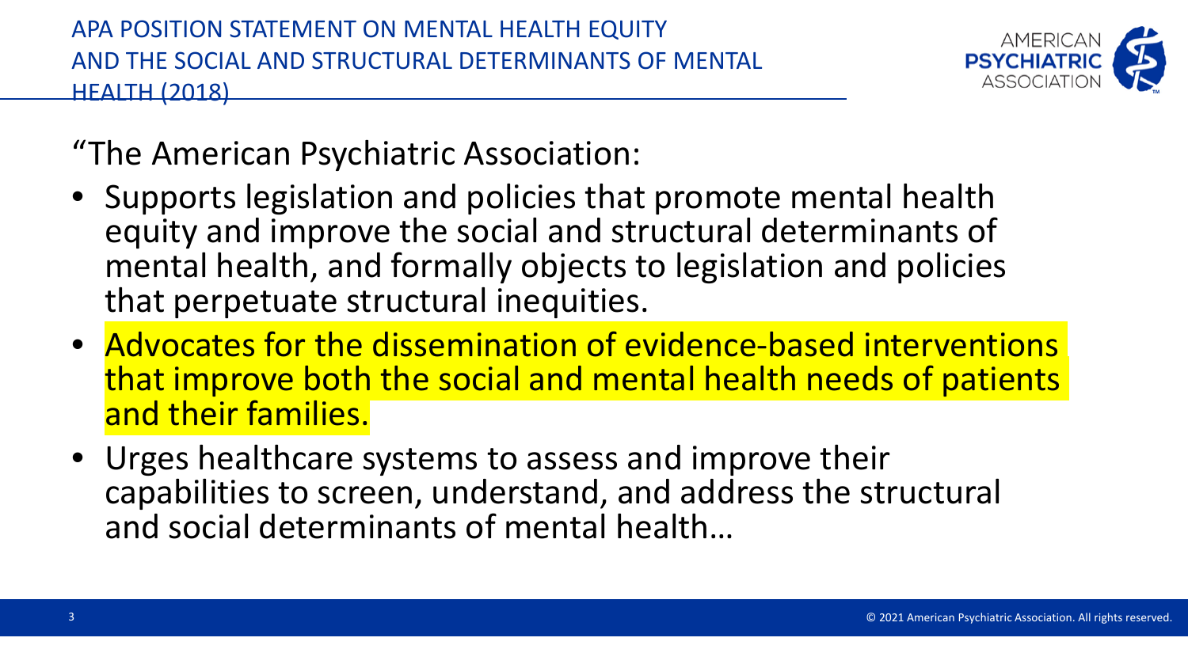# APA POSITION STATEMENT ON MENTAL HEALTH EQUITY AND THE SOCIAL AND STRUCTURAL DETERMINANTS OF MENTAL HEALTH (2018)

"The American Psychiatric Association:

- Supports legislation and policies that promote mental health equity and improve the social and structural determinants of mental health, and formally objects to legislation and policies that perpetuate structural inequities.
- Advocates for the dissemination of evidence-based interventions that improve both the social and mental health needs of patients and their families.
- Urges healthcare systems to assess and improve their capabilities to screen, understand, and address the structural and social determinants of mental health…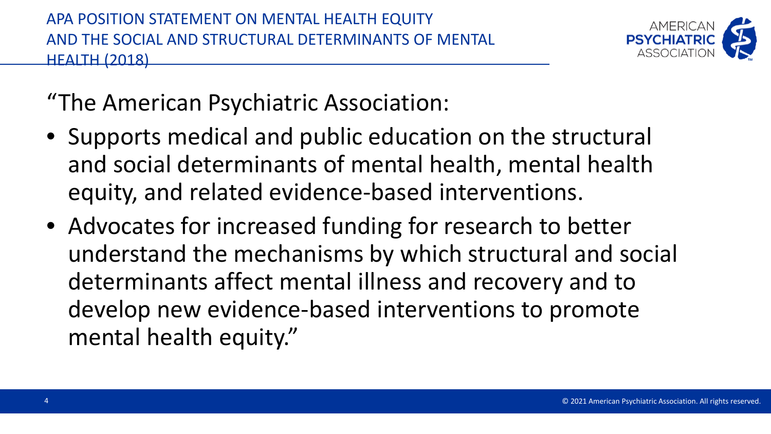# APA POSITION STATEMENT ON MENTAL HEALTH EQUITY AND THE SOCIAL AND STRUCTURAL DETERMINANTS OF MENTAL HEALTH (2018)

"The American Psychiatric Association:

- Supports medical and public education on the structural and social determinants of mental health, mental health equity, and related evidence-based interventions.
- Advocates for increased funding for research to better understand the mechanisms by which structural and social determinants affect mental illness and recovery and to develop new evidence-based interventions to promote mental health equity."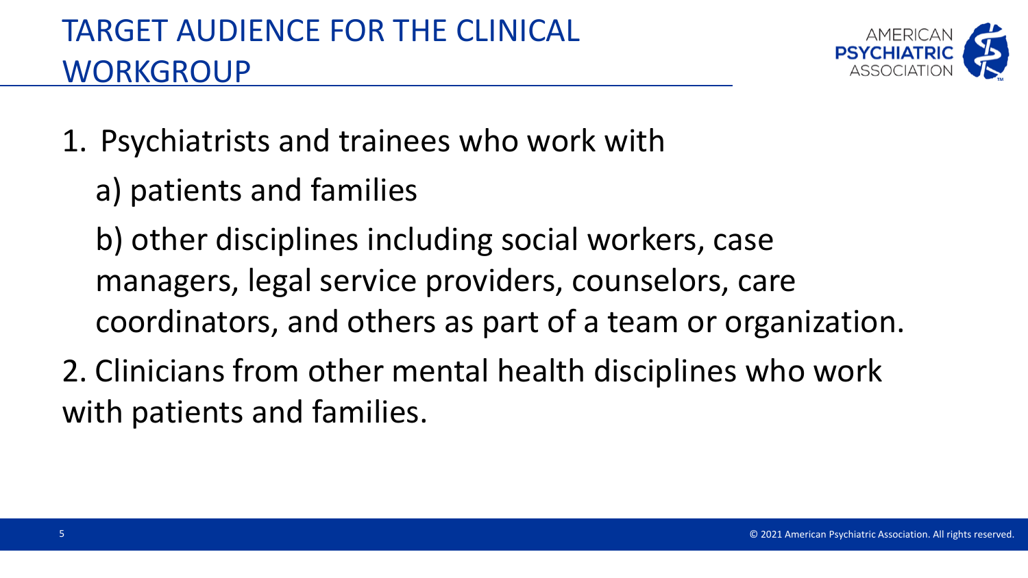# TARGET AUDIENCE FOR THE CLINICAL WORKGROUP

1. Psychiatrists and trainees who work with

   a) patients and families

   b) other disciplines including social workers, case managers, legal service providers, counselors, care coordinators, and others as part of a team or organization.

2. Clinicians from other mental health disciplines who work with patients and families.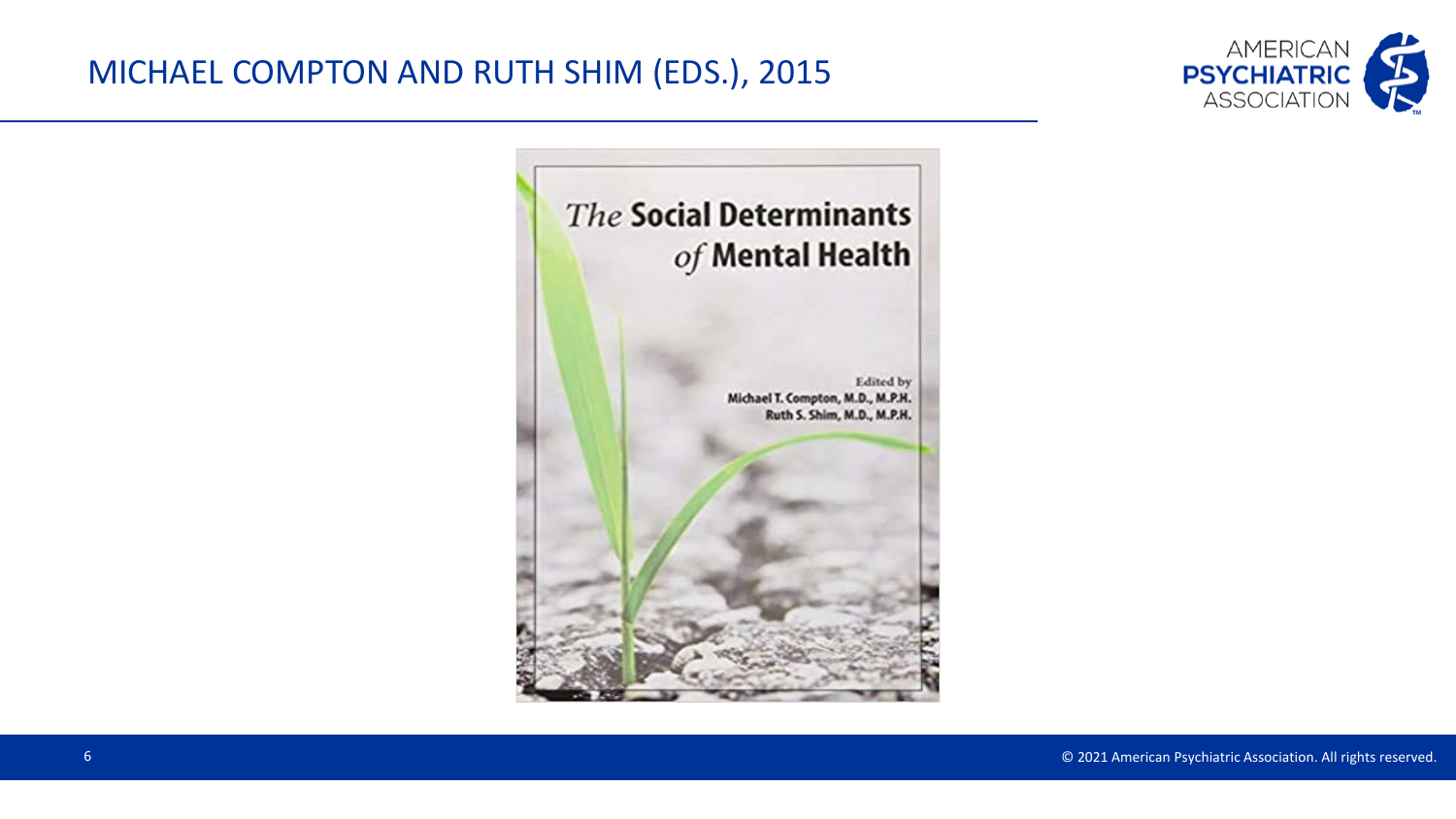# MICHAEL COMPTON AND RUTH SHIM (EDS.), 2015

*The* **Social Determinants** *of* **Mental Health**

Edited by
Michael T. Compton, M.D., M.P.H.
Ruth S. Shim, M.D., M.P.H.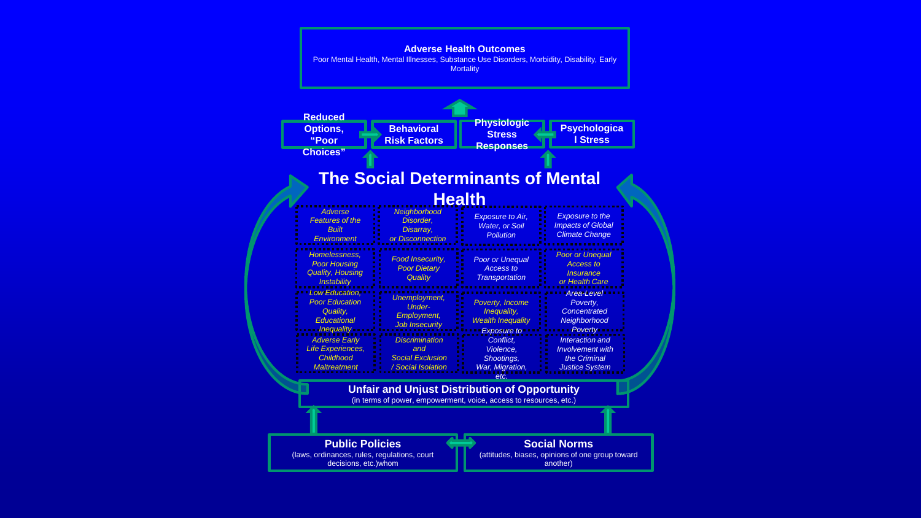**Adverse Health Outcomes**
Poor Mental Health, Mental Illnesses, Substance Use Disorders, Morbidity, Disability, Early Mortality

**Reduced Options, "Poor Choices"** → **Behavioral Risk Factors**

**Physiologic Stress Responses** ← **Psychological Stress**

# The Social Determinants of Mental Health

| | | | |
|---|---|---|---|
| *Adverse Features of the Built Environment* | *Neighborhood Disorder, Disarray, or Disconnection* | *Exposure to Air, Water, or Soil Pollution* | *Exposure to the Impacts of Global Climate Change* |
| *Homelessness, Poor Housing Quality, Housing Instability* | *Food Insecurity, Poor Dietary Quality* | *Poor or Unequal Access to Transportation* | *Poor or Unequal Access to Insurance or Health Care* |
| *Low Education, Poor Education Quality, Educational Inequality* | *Unemployment, Under-Employment, Job Insecurity* | *Poverty, Income Inequality, Wealth Inequality* | *Area-Level Poverty, Concentrated Neighborhood Poverty* |
| *Adverse Early Life Experiences, Childhood Maltreatment* | *Discrimination and Social Exclusion / Social Isolation* | *Exposure to Conflict, Violence, Shootings, War, Migration, etc.* | *Interaction and Involvement with the Criminal Justice System* |

**Unfair and Unjust Distribution of Opportunity**
(in terms of power, empowerment, voice, access to resources, etc.)

**Public Policies**
(laws, ordinances, rules, regulations, court decisions, etc.)whom

**Social Norms**
(attitudes, biases, opinions of one group toward another)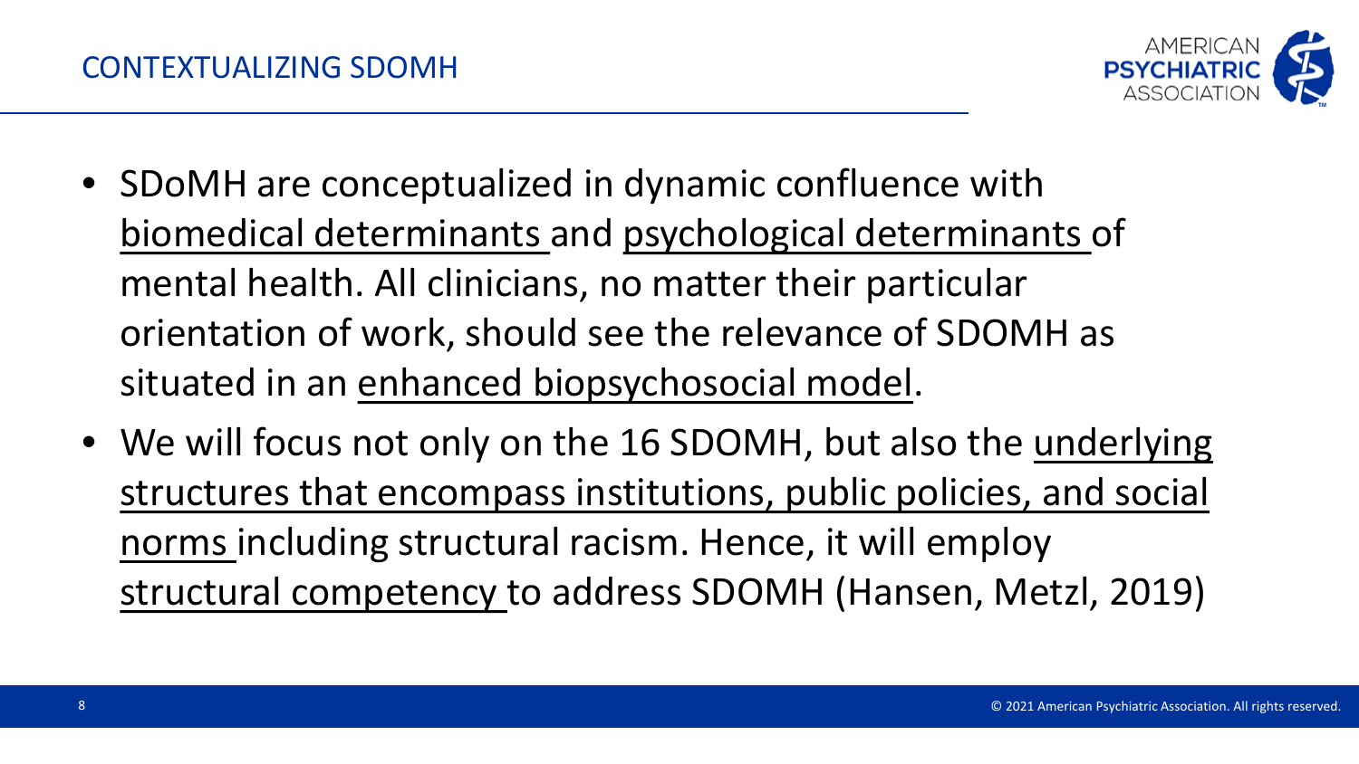# CONTEXTUALIZING SDOMH

- SDoMH are conceptualized in dynamic confluence with biomedical determinants and psychological determinants of mental health. All clinicians, no matter their particular orientation of work, should see the relevance of SDOMH as situated in an enhanced biopsychosocial model.
- We will focus not only on the 16 SDOMH, but also the underlying structures that encompass institutions, public policies, and social norms including structural racism. Hence, it will employ structural competency to address SDOMH (Hansen, Metzl, 2019)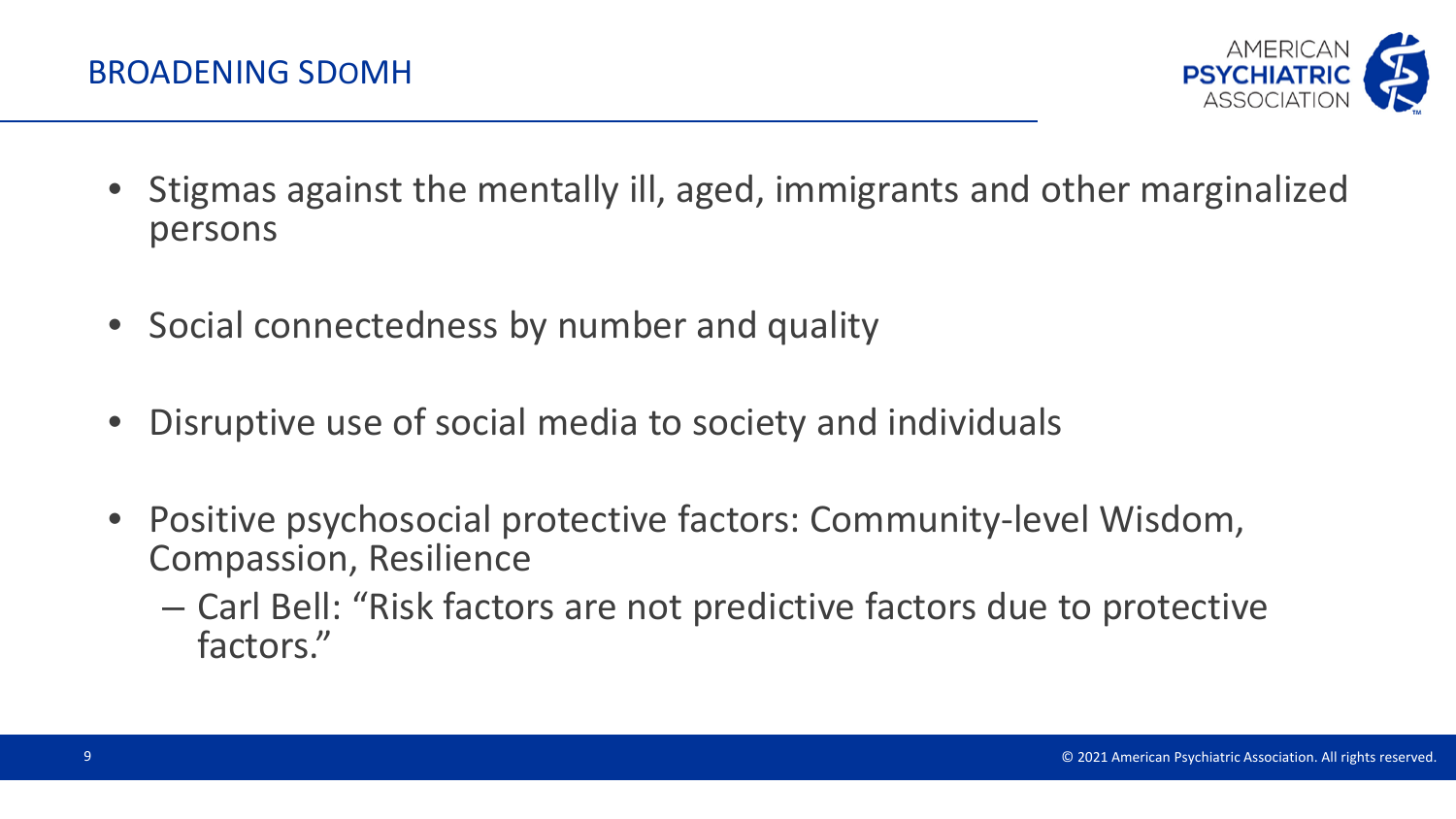## BROADENING SDoMH

- Stigmas against the mentally ill, aged, immigrants and other marginalized persons
- Social connectedness by number and quality
- Disruptive use of social media to society and individuals
- Positive psychosocial protective factors: Community-level Wisdom, Compassion, Resilience
  - Carl Bell: "Risk factors are not predictive factors due to protective factors."

© 2021 American Psychiatric Association. All rights reserved.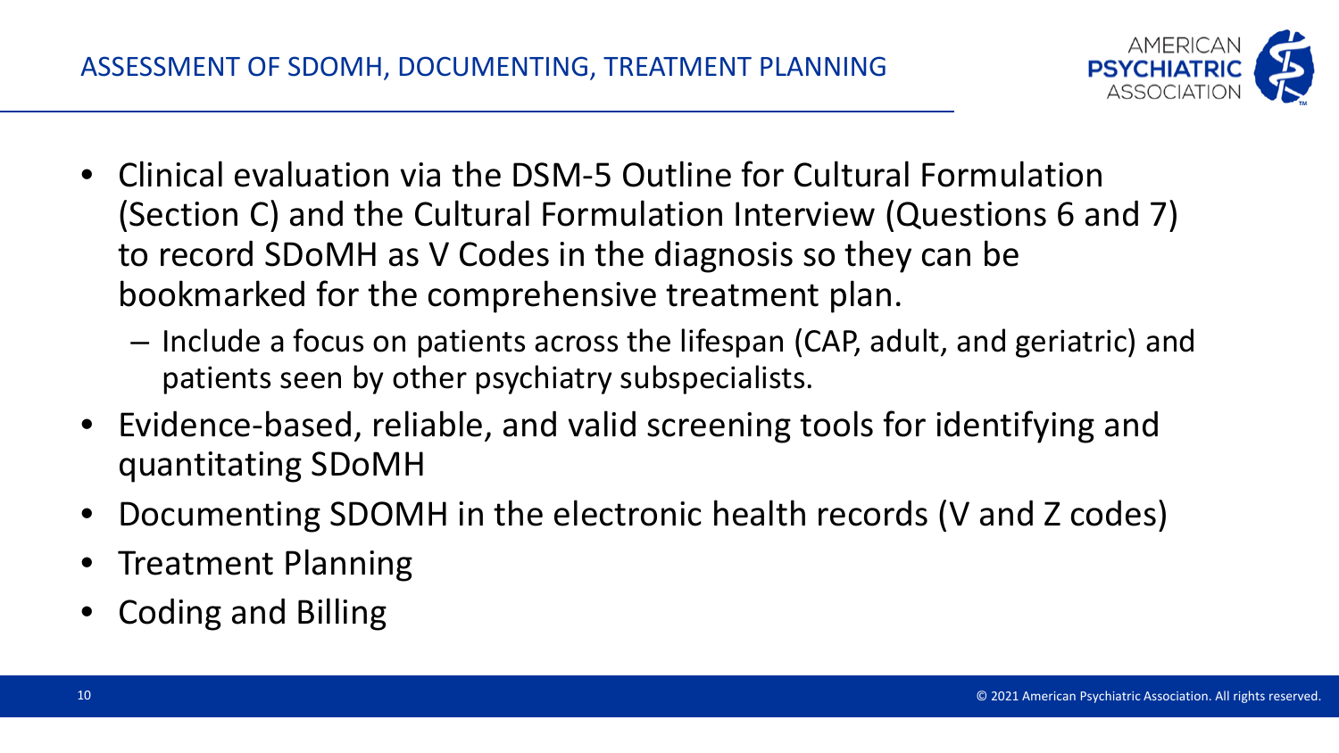## ASSESSMENT OF SDOMH, DOCUMENTING, TREATMENT PLANNING

- Clinical evaluation via the DSM-5 Outline for Cultural Formulation (Section C) and the Cultural Formulation Interview (Questions 6 and 7) to record SDoMH as V Codes in the diagnosis so they can be bookmarked for the comprehensive treatment plan.
  - Include a focus on patients across the lifespan (CAP, adult, and geriatric) and patients seen by other psychiatry subspecialists.
- Evidence-based, reliable, and valid screening tools for identifying and quantitating SDoMH
- Documenting SDOMH in the electronic health records (V and Z codes)
- Treatment Planning
- Coding and Billing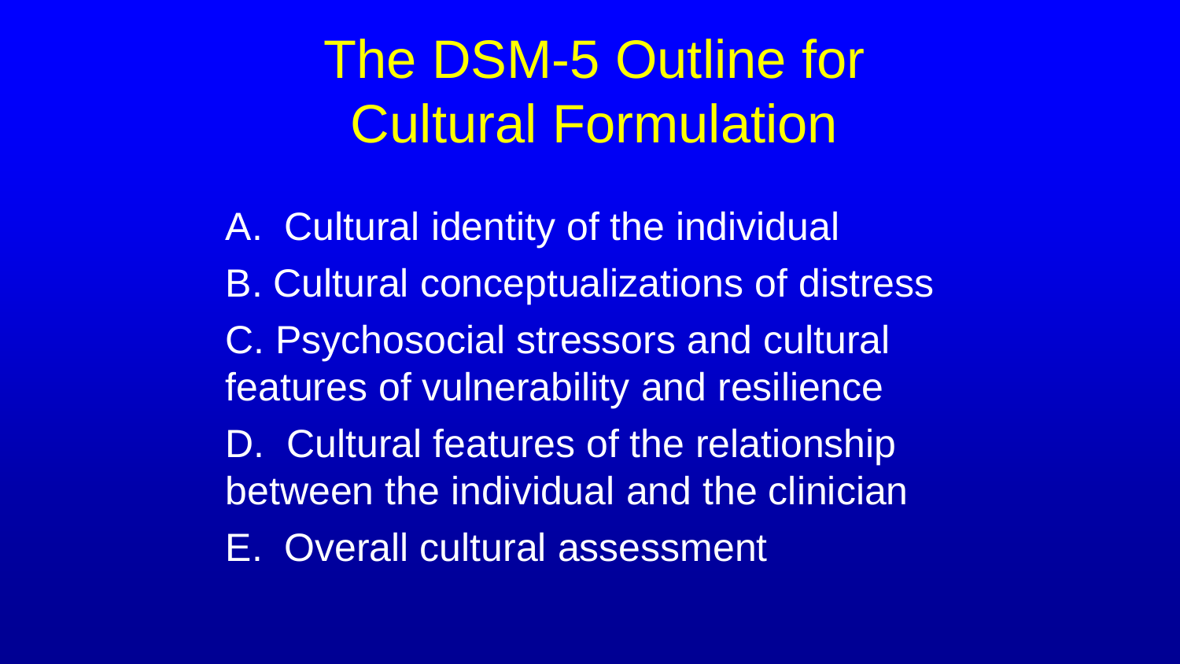# The DSM-5 Outline for Cultural Formulation

A. Cultural identity of the individual

B. Cultural conceptualizations of distress

C. Psychosocial stressors and cultural features of vulnerability and resilience

D. Cultural features of the relationship between the individual and the clinician

E. Overall cultural assessment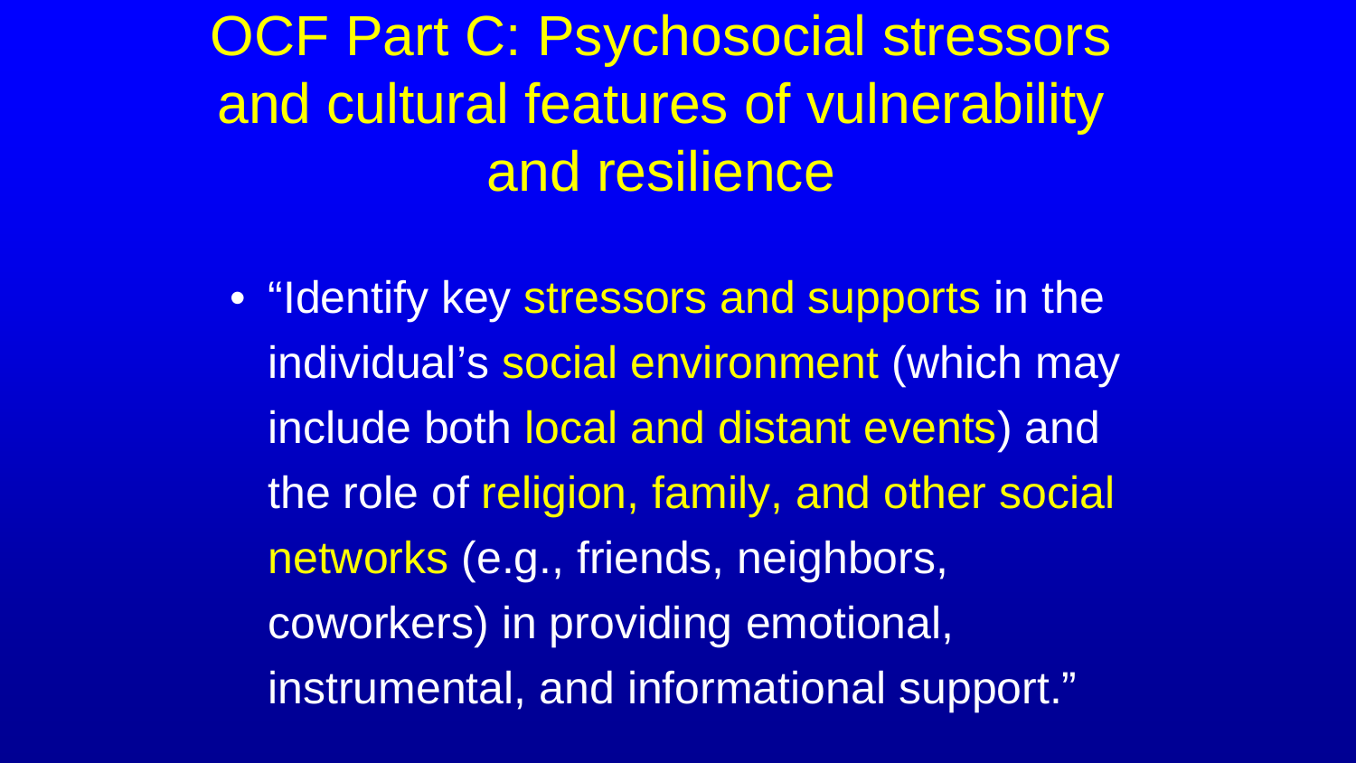# OCF Part C: Psychosocial stressors and cultural features of vulnerability and resilience

- "Identify key stressors and supports in the individual's social environment (which may include both local and distant events) and the role of religion, family, and other social networks (e.g., friends, neighbors, coworkers) in providing emotional, instrumental, and informational support."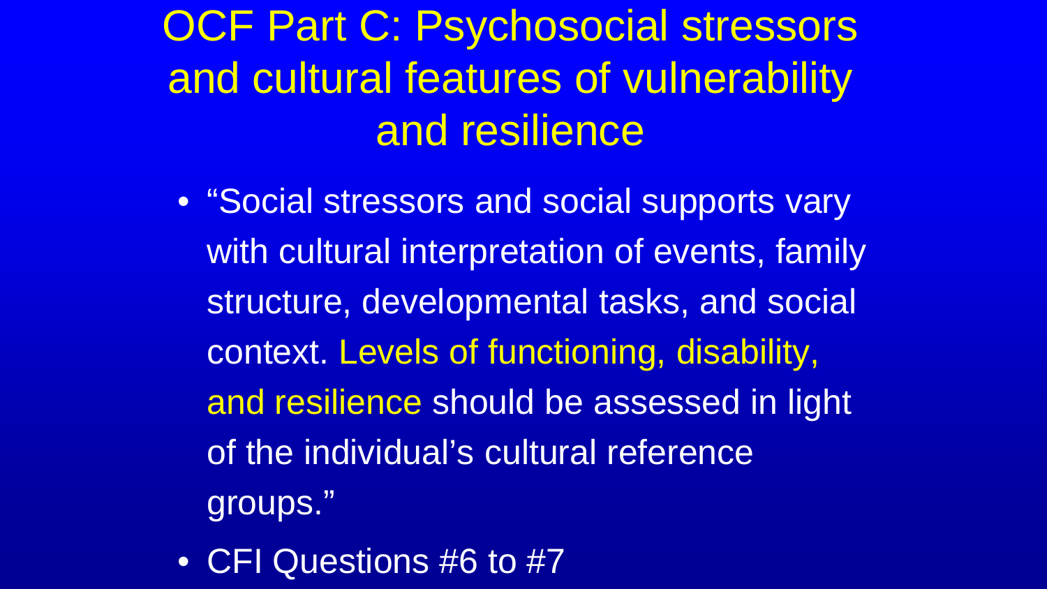# OCF Part C: Psychosocial stressors and cultural features of vulnerability and resilience

- "Social stressors and social supports vary with cultural interpretation of events, family structure, developmental tasks, and social context. Levels of functioning, disability, and resilience should be assessed in light of the individual's cultural reference groups."
- CFI Questions #6 to #7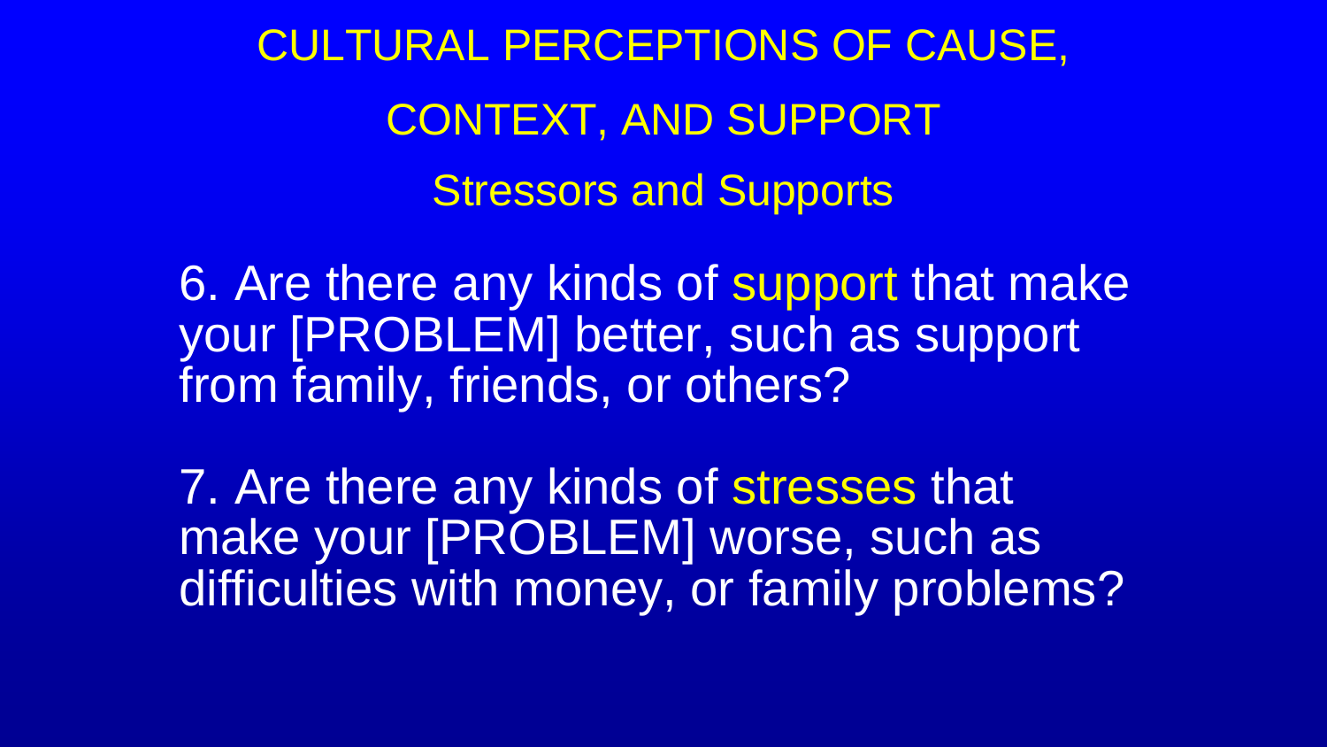# CULTURAL PERCEPTIONS OF CAUSE, CONTEXT, AND SUPPORT

## Stressors and Supports

6. Are there any kinds of support that make your [PROBLEM] better, such as support from family, friends, or others?

7. Are there any kinds of stresses that make your [PROBLEM] worse, such as difficulties with money, or family problems?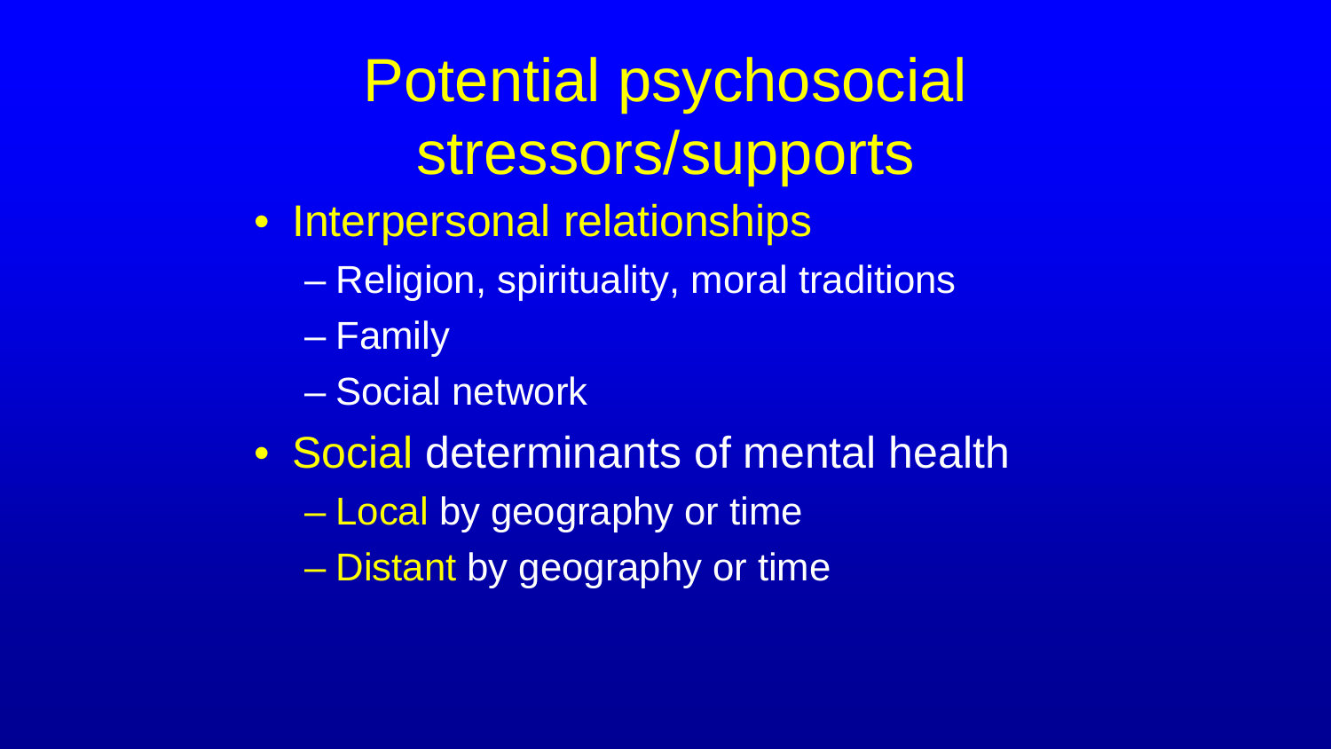# Potential psychosocial stressors/supports

- Interpersonal relationships
  - Religion, spirituality, moral traditions
  - Family
  - Social network
- Social determinants of mental health
  - Local by geography or time
  - Distant by geography or time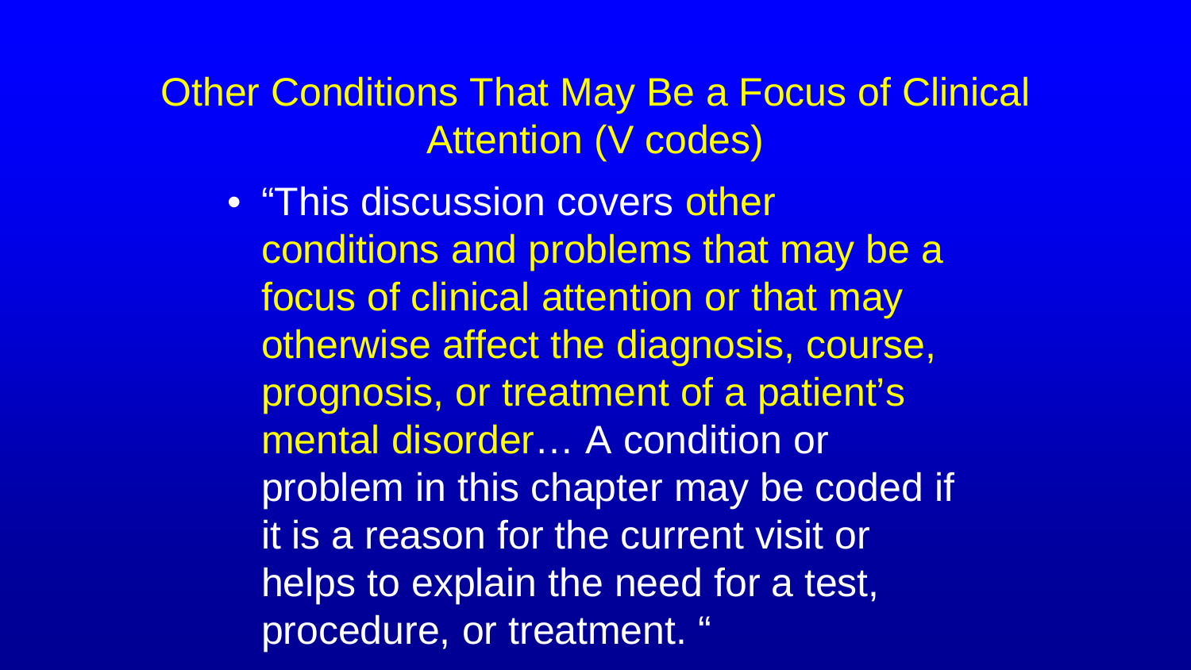# Other Conditions That May Be a Focus of Clinical Attention (V codes)

- "This discussion covers other conditions and problems that may be a focus of clinical attention or that may otherwise affect the diagnosis, course, prognosis, or treatment of a patient's mental disorder… A condition or problem in this chapter may be coded if it is a reason for the current visit or helps to explain the need for a test, procedure, or treatment. "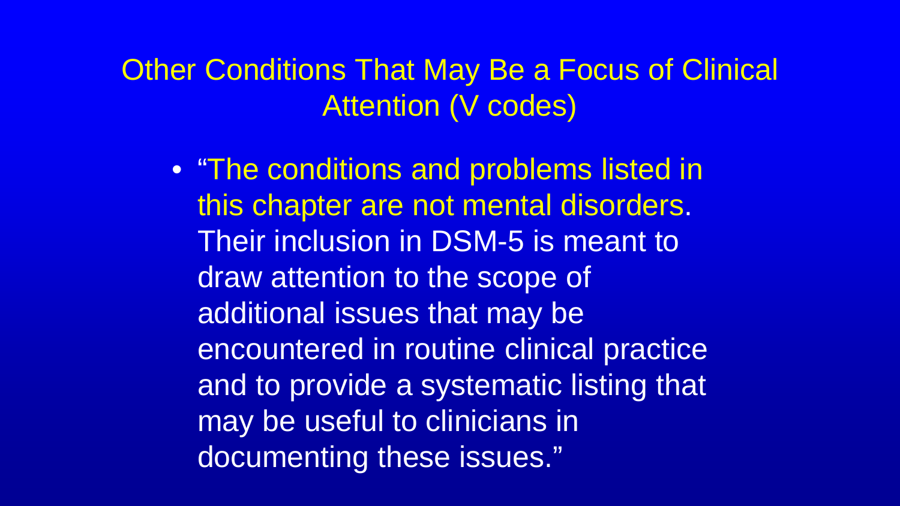# Other Conditions That May Be a Focus of Clinical Attention (V codes)

- "The conditions and problems listed in this chapter are not mental disorders. Their inclusion in DSM-5 is meant to draw attention to the scope of additional issues that may be encountered in routine clinical practice and to provide a systematic listing that may be useful to clinicians in documenting these issues."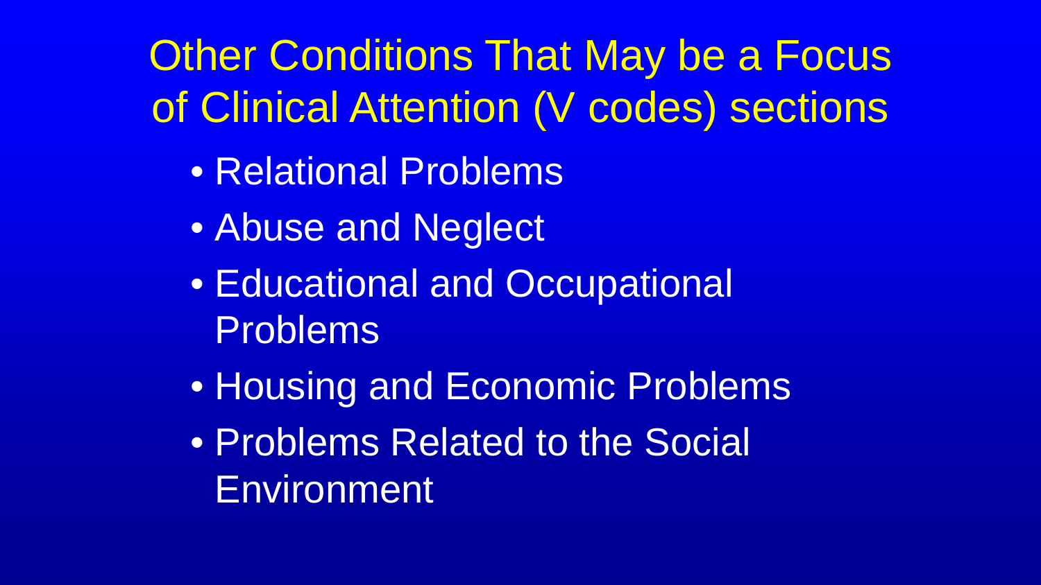# Other Conditions That May be a Focus of Clinical Attention (V codes) sections

- Relational Problems
- Abuse and Neglect
- Educational and Occupational Problems
- Housing and Economic Problems
- Problems Related to the Social Environment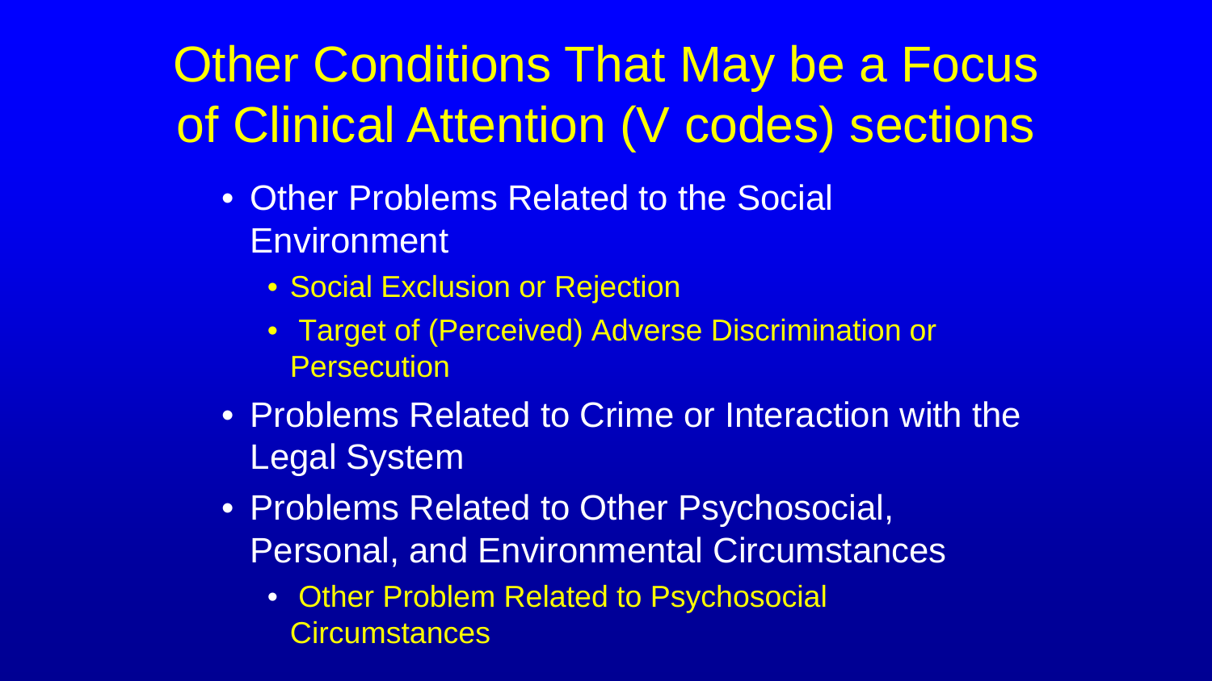# Other Conditions That May be a Focus of Clinical Attention (V codes) sections

- Other Problems Related to the Social Environment
  - Social Exclusion or Rejection
  - Target of (Perceived) Adverse Discrimination or Persecution
- Problems Related to Crime or Interaction with the Legal System
- Problems Related to Other Psychosocial, Personal, and Environmental Circumstances
  - Other Problem Related to Psychosocial Circumstances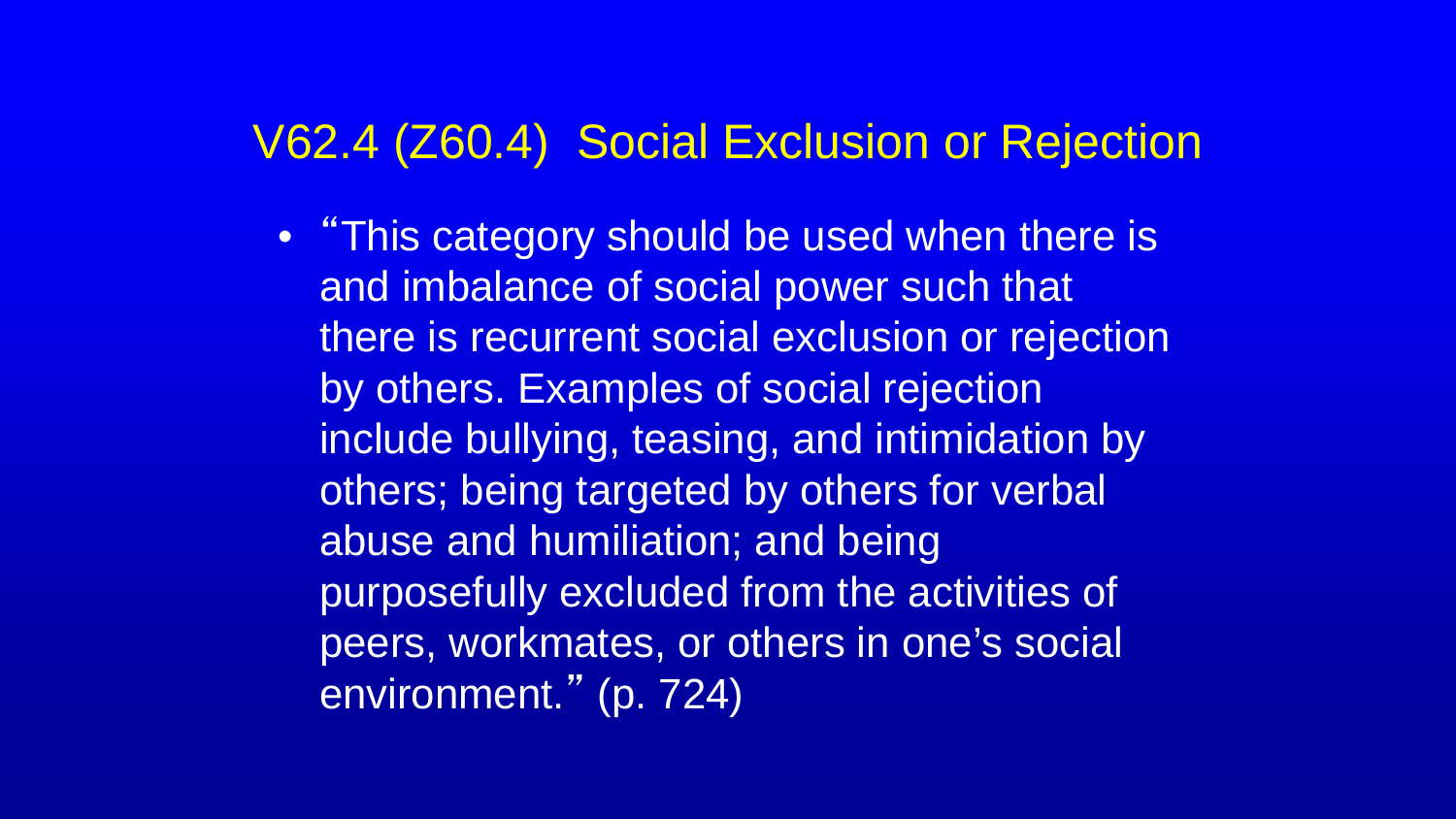## V62.4 (Z60.4) Social Exclusion or Rejection

- "This category should be used when there is and imbalance of social power such that there is recurrent social exclusion or rejection by others. Examples of social rejection include bullying, teasing, and intimidation by others; being targeted by others for verbal abuse and humiliation; and being purposefully excluded from the activities of peers, workmates, or others in one's social environment." (p. 724)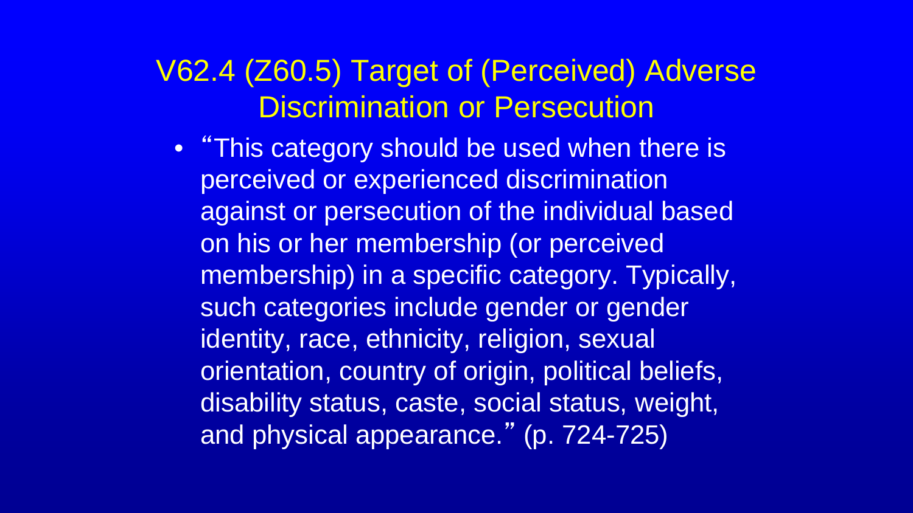## V62.4 (Z60.5) Target of (Perceived) Adverse Discrimination or Persecution

- "This category should be used when there is perceived or experienced discrimination against or persecution of the individual based on his or her membership (or perceived membership) in a specific category. Typically, such categories include gender or gender identity, race, ethnicity, religion, sexual orientation, country of origin, political beliefs, disability status, caste, social status, weight, and physical appearance." (p. 724-725)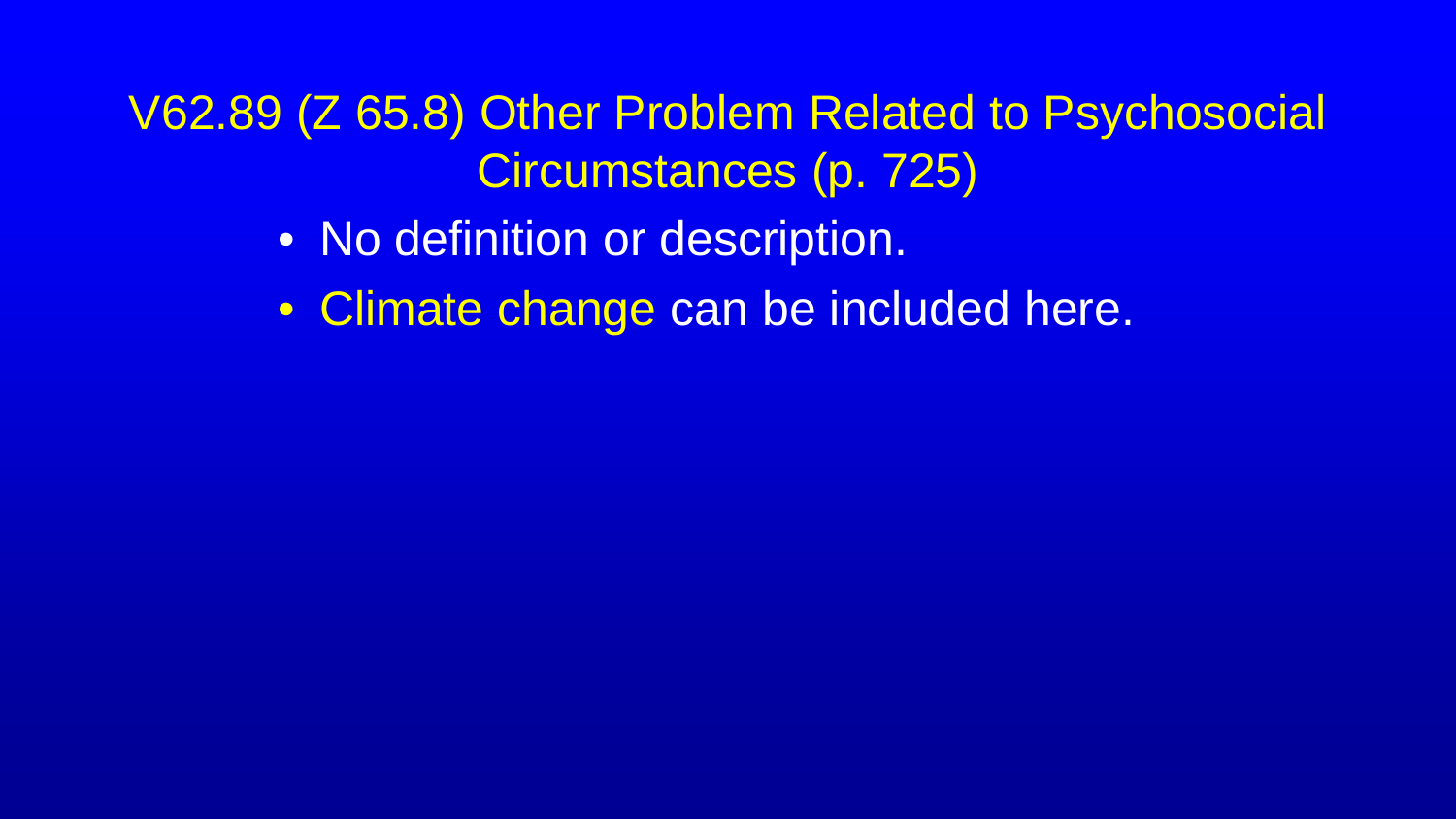# V62.89 (Z 65.8) Other Problem Related to Psychosocial Circumstances (p. 725)

- No definition or description.
- Climate change can be included here.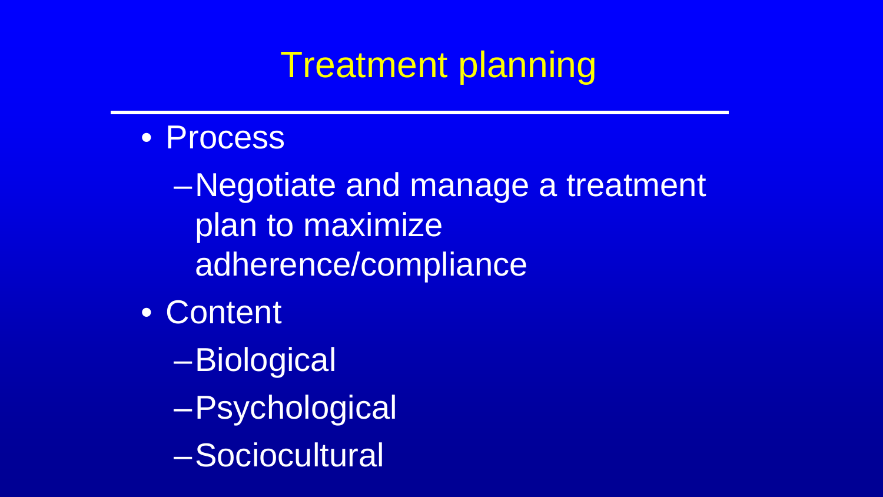# Treatment planning

- Process
  - Negotiate and manage a treatment plan to maximize adherence/compliance
- Content
  - Biological
  - Psychological
  - Sociocultural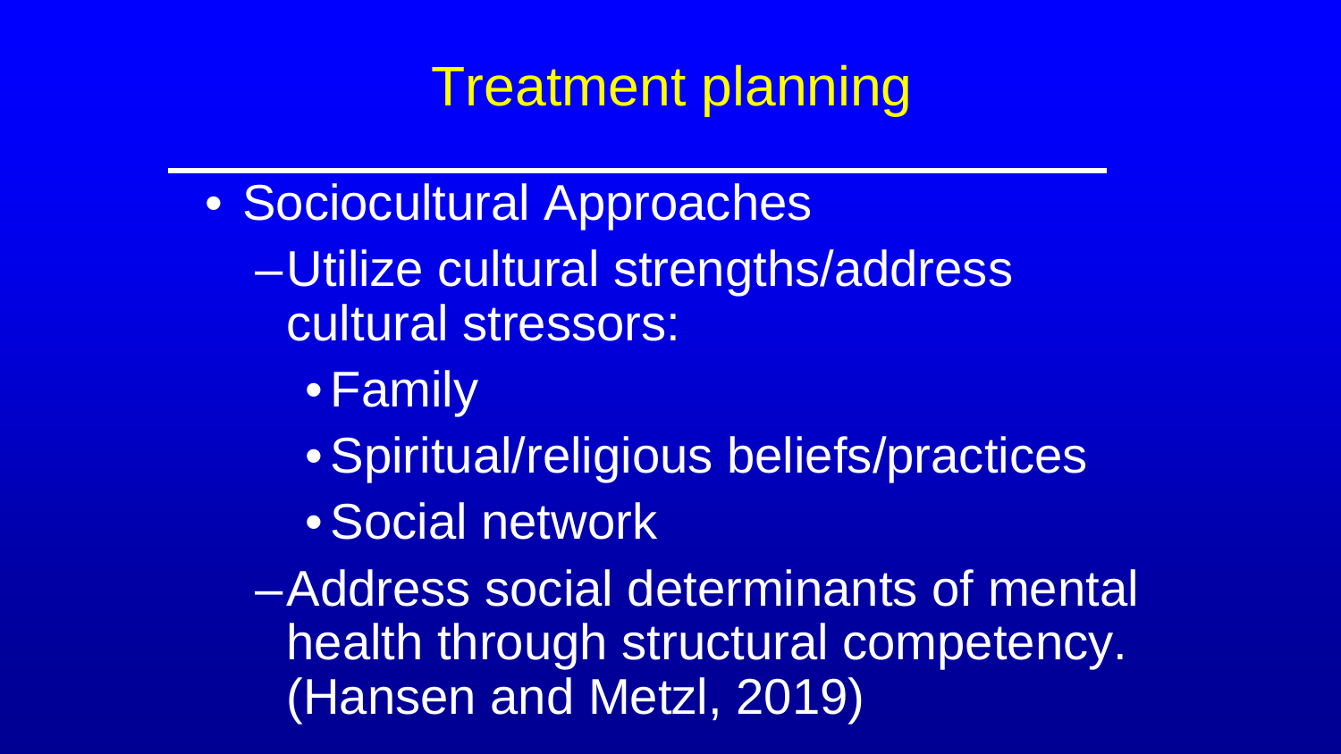# Treatment planning

- Sociocultural Approaches
  - Utilize cultural strengths/address cultural stressors:
    - Family
    - Spiritual/religious beliefs/practices
    - Social network
  - Address social determinants of mental health through structural competency. (Hansen and Metzl, 2019)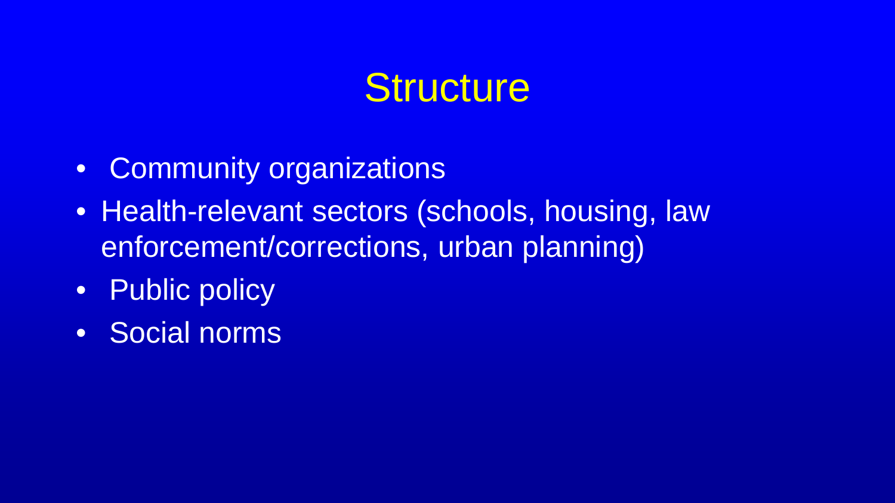# Structure

- Community organizations
- Health-relevant sectors (schools, housing, law enforcement/corrections, urban planning)
- Public policy
- Social norms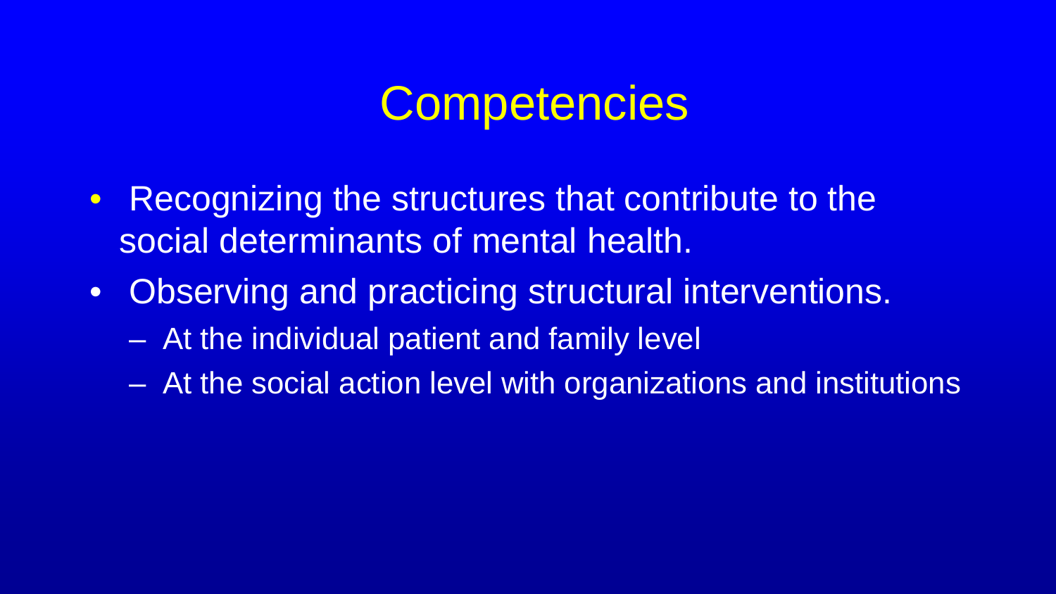# Competencies

- Recognizing the structures that contribute to the social determinants of mental health.
- Observing and practicing structural interventions.
  - At the individual patient and family level
  - At the social action level with organizations and institutions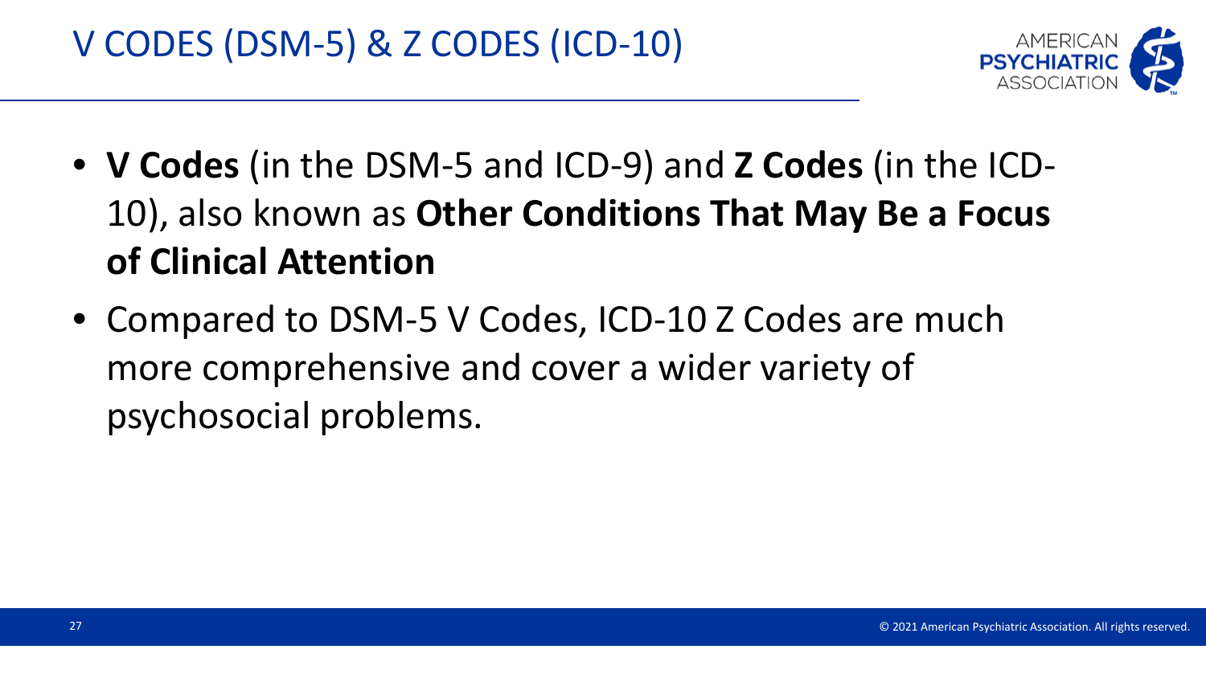# V CODES (DSM-5) & Z CODES (ICD-10)

- **V Codes** (in the DSM-5 and ICD-9) and **Z Codes** (in the ICD-10), also known as **Other Conditions That May Be a Focus of Clinical Attention**
- Compared to DSM-5 V Codes, ICD-10 Z Codes are much more comprehensive and cover a wider variety of psychosocial problems.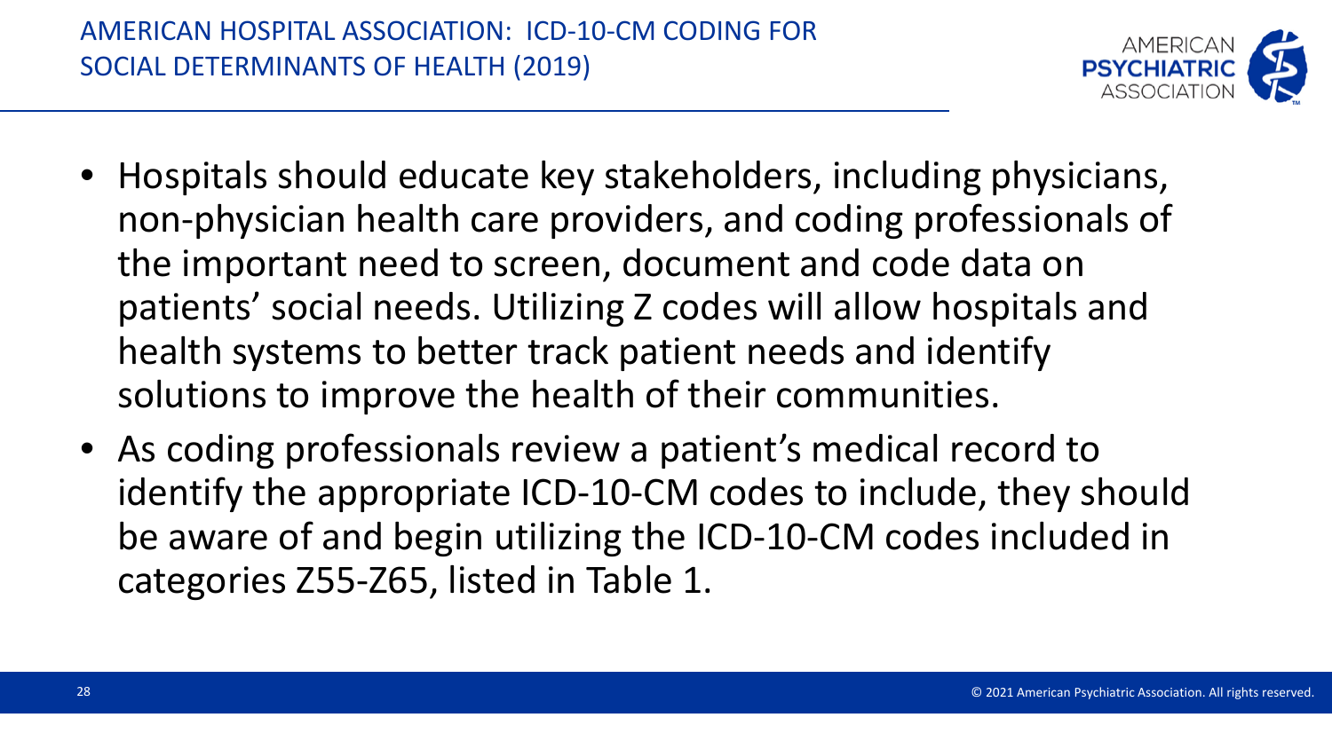## AMERICAN HOSPITAL ASSOCIATION: ICD-10-CM CODING FOR SOCIAL DETERMINANTS OF HEALTH (2019)

- Hospitals should educate key stakeholders, including physicians, non-physician health care providers, and coding professionals of the important need to screen, document and code data on patients' social needs. Utilizing Z codes will allow hospitals and health systems to better track patient needs and identify solutions to improve the health of their communities.
- As coding professionals review a patient's medical record to identify the appropriate ICD-10-CM codes to include, they should be aware of and begin utilizing the ICD-10-CM codes included in categories Z55-Z65, listed in Table 1.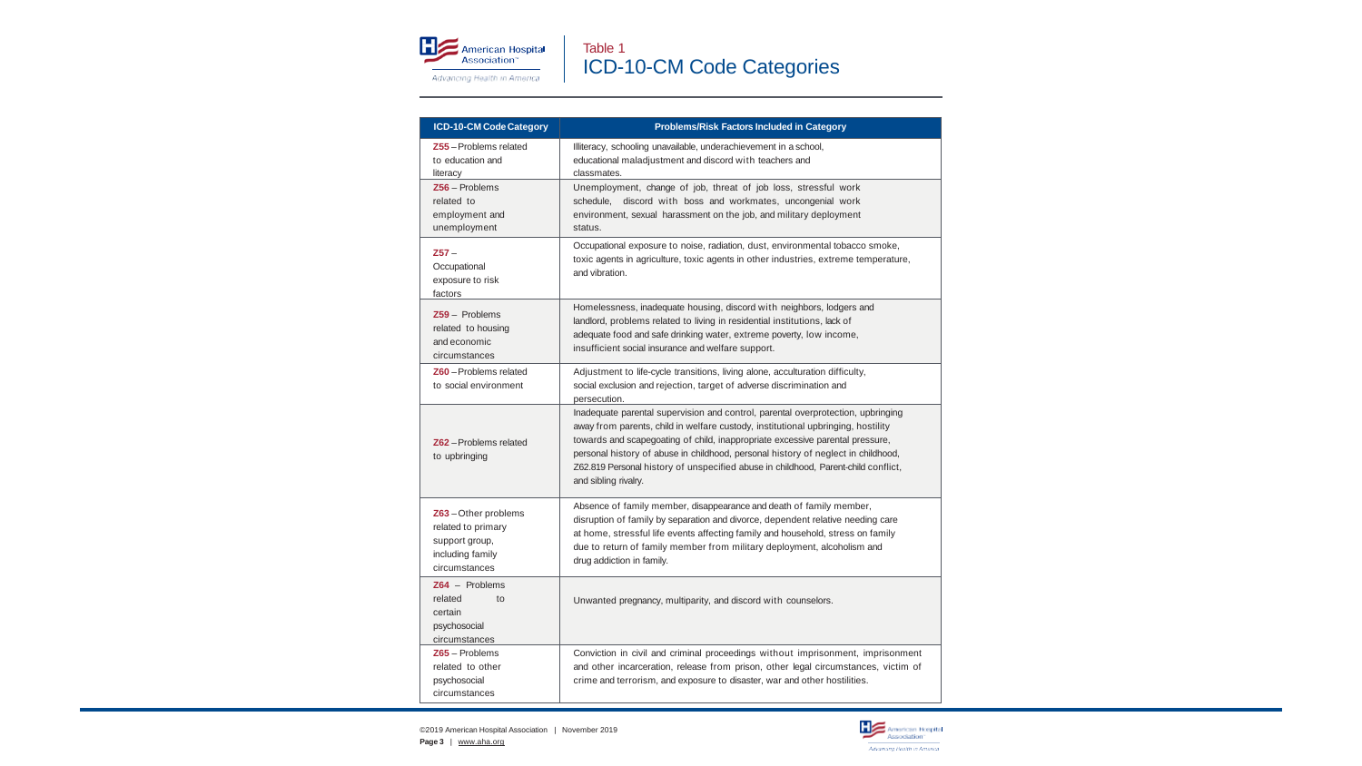Table 1

# ICD-10-CM Code Categories

| ICD-10-CM Code Category | Problems/Risk Factors Included in Category |
|---|---|
| Z55 – Problems related to education and literacy | Illiteracy, schooling unavailable, underachievement in a school, educational maladjustment and discord with teachers and classmates. |
| Z56 – Problems related to employment and unemployment | Unemployment, change of job, threat of job loss, stressful work schedule, discord with boss and workmates, uncongenial work environment, sexual harassment on the job, and military deployment status. |
| Z57 – Occupational exposure to risk factors | Occupational exposure to noise, radiation, dust, environmental tobacco smoke, toxic agents in agriculture, toxic agents in other industries, extreme temperature, and vibration. |
| Z59 – Problems related to housing and economic circumstances | Homelessness, inadequate housing, discord with neighbors, lodgers and landlord, problems related to living in residential institutions, lack of adequate food and safe drinking water, extreme poverty, low income, insufficient social insurance and welfare support. |
| Z60 – Problems related to social environment | Adjustment to life-cycle transitions, living alone, acculturation difficulty, social exclusion and rejection, target of adverse discrimination and persecution. |
| Z62 – Problems related to upbringing | Inadequate parental supervision and control, parental overprotection, upbringing away from parents, child in welfare custody, institutional upbringing, hostility towards and scapegoating of child, inappropriate excessive parental pressure, personal history of abuse in childhood, personal history of neglect in childhood, Z62.819 Personal history of unspecified abuse in childhood, Parent-child conflict, and sibling rivalry. |
| Z63 – Other problems related to primary support group, including family circumstances | Absence of family member, disappearance and death of family member, disruption of family by separation and divorce, dependent relative needing care at home, stressful life events affecting family and household, stress on family due to return of family member from military deployment, alcoholism and drug addiction in family. |
| Z64 – Problems related to certain psychosocial circumstances | Unwanted pregnancy, multiparity, and discord with counselors. |
| Z65 – Problems related to other psychosocial circumstances | Conviction in civil and criminal proceedings without imprisonment, imprisonment and other incarceration, release from prison, other legal circumstances, victim of crime and terrorism, and exposure to disaster, war and other hostilities. |

©2019 American Hospital Association | November 2019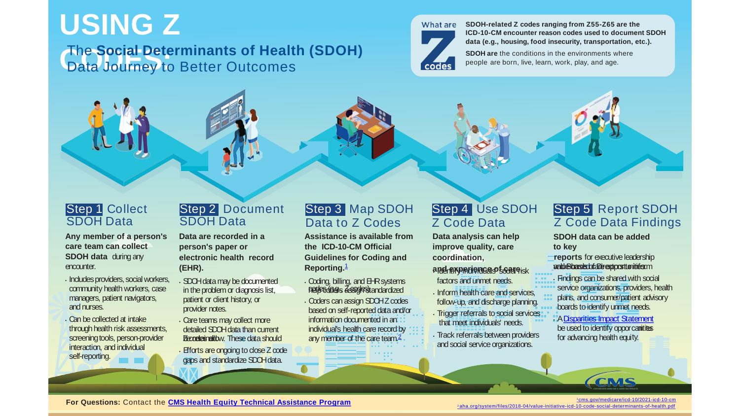# USING Z CODES:

## The Social Determinants of Health (SDOH) Data Journey to Better Outcomes

**What are Z codes**

**SDOH-related Z codes ranging from Z55-Z65 are the ICD-10-CM encounter reason codes used to document SDOH data (e.g., housing, food insecurity, transportation, etc.).**

**SDOH are** the conditions in the environments where people are born, live, learn, work, play, and age.

### Step 1 Collect SDOH Data

**Any member of a person's care team can collect SDOH data** during any encounter.

- Includes providers, social workers, community health workers, case managers, patient navigators, and nurses.
- Can be collected at intake through health risk assessments, screening tools, person-provider interaction, and individual self-reporting.

### Step 2 Document SDOH Data

**Data are recorded in a person's paper or electronic health record (EHR).**

- SDOH data may be documented in the problem or diagnosis list, patient or client history, or provider notes.
- Care teams may collect more detailed SDOH data than current Z codes allow. These data should be retained.
- Efforts are ongoing to close Z code gaps and standardize SDOH data.

### Step 3 Map SDOH Data to Z Codes

**Assistance is available from the ICD-10-CM Official Guidelines for Coding and Reporting.**[1]

- Coding, billing, and EHR systems help coders assign standardized codes (e.g., Z codes).
- Coders can assign SDOH Z codes based on self-reported data and/or information documented in an individual's health care record by any member of the care team.[2]

### Step 4 Use SDOH Z Code Data

**Data analysis can help improve quality, care coordination, and experience of care.**

- Identify individuals' social risk factors and unmet needs.
- Inform health care and services, follow-up, and discharge planning.
- Trigger referrals to social services that meet individuals' needs.
- Track referrals between providers and social service organizations.

### Step 5 Report SDOH Z Code Data Findings

**SDOH data can be added to key reports** for executive leadership and Boards of Directors to inform value-based care opportunities.

- Findings can be shared with social service organizations, providers, health plans, and consumer/patient advisory boards to identify unmet needs.
- A [Disparities Impact Statement](#) can be used to identify opportunities for advancing health equity.

**For Questions:** Contact the **[CMS Health Equity Technical Assistance Program](#)**

[1] cms.gov/medicare/icd-10/2021-icd-10-cm

[2] aha.org/system/files/2018-04/value-initiative-icd-10-code-social-determinants-of-health.pdf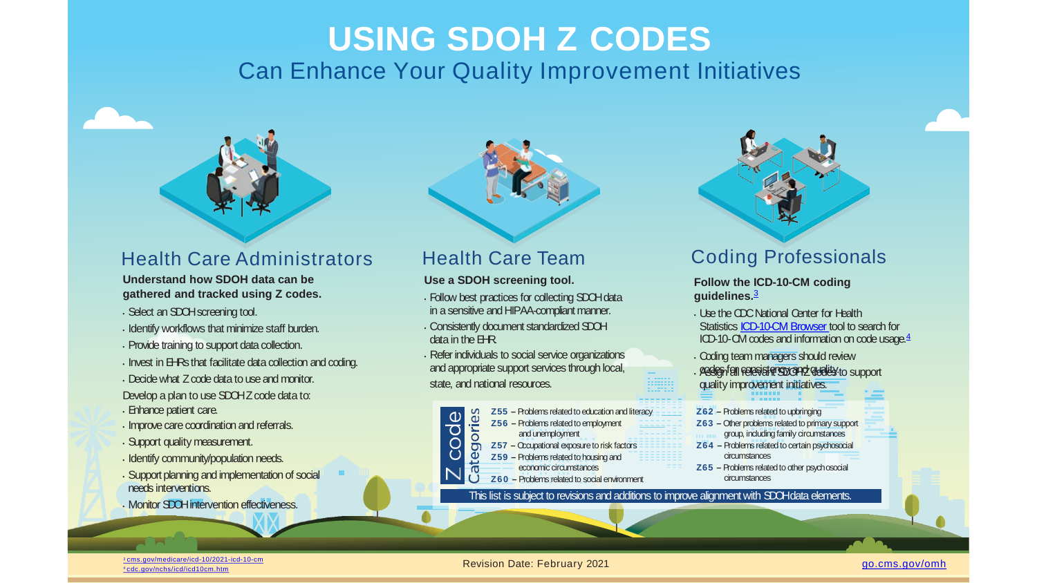# USING SDOH Z CODES

## Can Enhance Your Quality Improvement Initiatives

### Health Care Administrators

**Understand how SDOH data can be gathered and tracked using Z codes.**

- Select an SDOH screening tool.
- Identify workflows that minimize staff burden.
- Provide training to support data collection.
- Invest in EHRs that facilitate data collection and coding.
- Decide what Z code data to use and monitor.

Develop a plan to use SDOH Z code data to:

- Enhance patient care.
- Improve care coordination and referrals.
- Support quality measurement.
- Identify community/population needs.
- Support planning and implementation of social needs interventions.
- Monitor SDOH intervention effectiveness.

### Health Care Team

**Use a SDOH screening tool.**

- Follow best practices for collecting SDOH data in a sensitive and HIPAA-compliant manner.
- Consistently document standardized SDOH data in the EHR.
- Refer individuals to social service organizations and appropriate support services through local, state, and national resources.

### Coding Professionals

**Follow the ICD-10-CM coding guidelines.**[3]

- Use the CDC National Center for Health Statistics ICD-10-CM Browser tool to search for ICD-10-CM codes and information on code usage.[4]
- Coding team managers should review codes for consistency and quality.
- Assign all relevant SDOH Z codes to support quality improvement initiatives.

### Z code Categories

- **Z55** – Problems related to education and literacy
- **Z56** – Problems related to employment and unemployment
- **Z57** – Occupational exposure to risk factors
- **Z59** – Problems related to housing and economic circumstances
- **Z60** – Problems related to social environment
- **Z62** – Problems related to upbringing
- **Z63** – Other problems related to primary support group, including family circumstances
- **Z64** – Problems related to certain psychosocial circumstances
- **Z65** – Problems related to other psychosocial circumstances

This list is subject to revisions and additions to improve alignment with SDOH data elements.

[3] cms.gov/medicare/icd-10/2021-icd-10-cm
[4] cdc.gov/nchs/icd/icd10cm.htm

Revision Date: February 2021

go.cms.gov/omh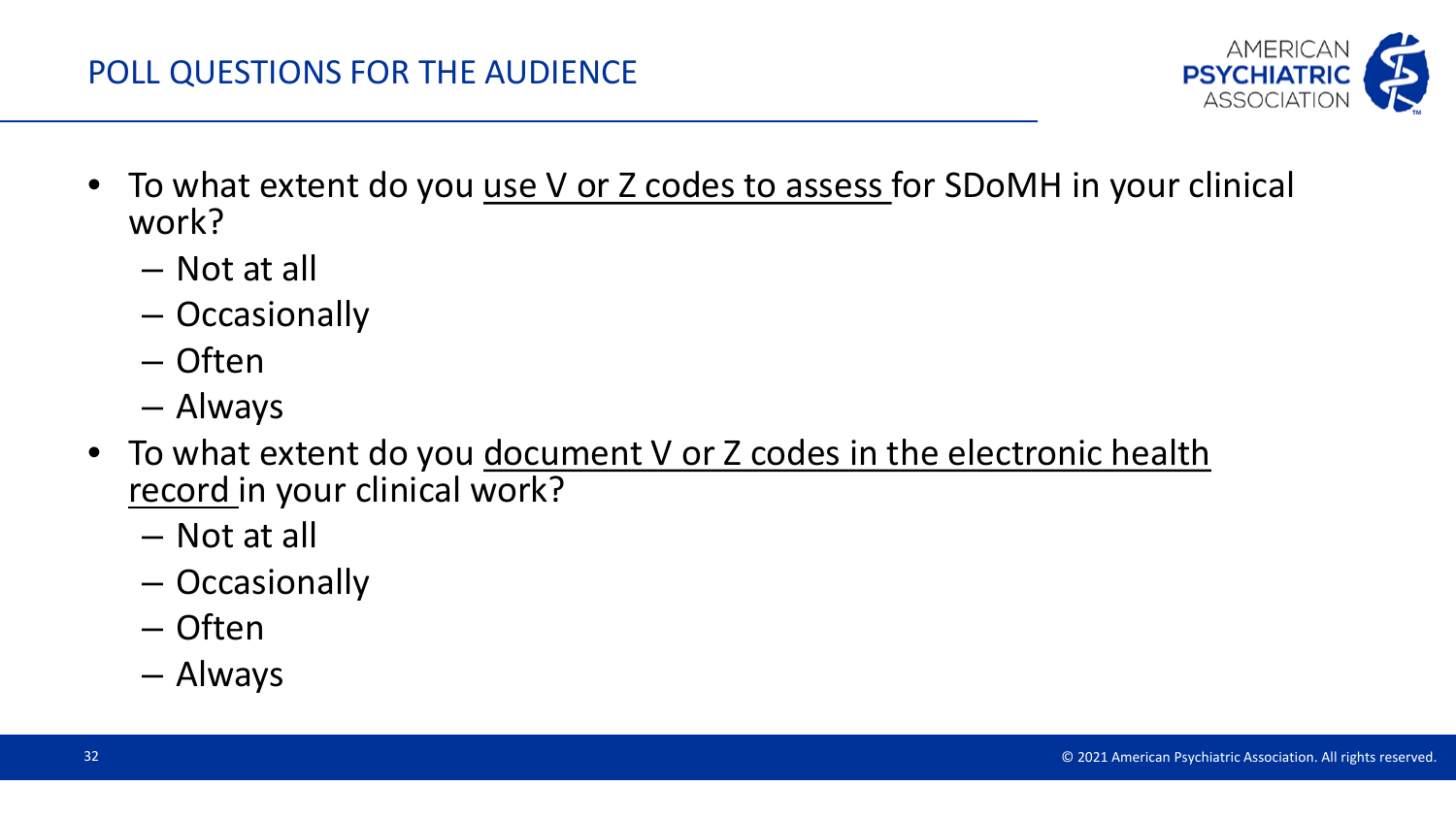## POLL QUESTIONS FOR THE AUDIENCE

- To what extent do you <u>use V or Z codes to assess</u> for SDoMH in your clinical work?
  - Not at all
  - Occasionally
  - Often
  - Always
- To what extent do you <u>document V or Z codes in the electronic health record</u> in your clinical work?
  - Not at all
  - Occasionally
  - Often
  - Always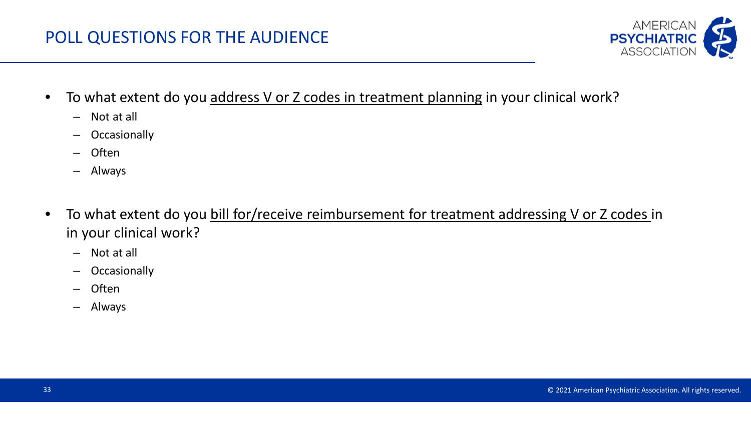# POLL QUESTIONS FOR THE AUDIENCE

- To what extent do you <u>address V or Z codes in treatment planning</u> in your clinical work?
  - Not at all
  - Occasionally
  - Often
  - Always

- To what extent do you <u>bill for/receive reimbursement for treatment addressing V or Z codes</u> in in your clinical work?
  - Not at all
  - Occasionally
  - Often
  - Always